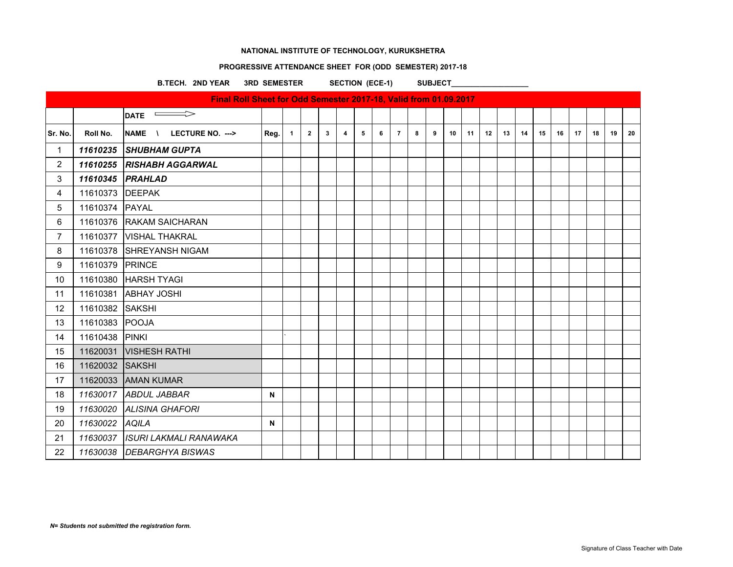**NATIONAL INSTITUTE OF TECHNOLOGY, KURUKSHETRA**

**PROGRESSIVE ATTENDANCE SHEET FOR (ODD SEMESTER) 2017-18**

**B.TECH. 2ND YEAR 3RD SEMESTER SECTION (ECE-1) SUBJECT___________________**

| Final Roll Sheet for Odd Semester 2017-18, Valid from 01.09.2017 | | | | | | | | | | | | | | | | | | | | | | | |
|---|---|---|---|---|---|---|---|---|---|---|---|---|---|---|---|---|---|---|---|---|---|---|---|
| | | DATE ⟹ | | | | | | | | | | | | | | | | | | | | | |
| Sr. No. | Roll No. | NAME \ LECTURE NO. ---> | Reg. | 1 | 2 | 3 | 4 | 5 | 6 | 7 | 8 | 9 | 10 | 11 | 12 | 13 | 14 | 15 | 16 | 17 | 18 | 19 | 20 |
| 1 | ***11610235*** | ***SHUBHAM GUPTA*** | | | | | | | | | | | | | | | | | | | | | |
| 2 | ***11610255*** | ***RISHABH AGGARWAL*** | | | | | | | | | | | | | | | | | | | | | |
| 3 | ***11610345*** | ***PRAHLAD*** | | | | | | | | | | | | | | | | | | | | | |
| 4 | 11610373 | DEEPAK | | | | | | | | | | | | | | | | | | | | | |
| 5 | 11610374 | PAYAL | | | | | | | | | | | | | | | | | | | | | |
| 6 | 11610376 | RAKAM SAICHARAN | | | | | | | | | | | | | | | | | | | | | |
| 7 | 11610377 | VISHAL THAKRAL | | | | | | | | | | | | | | | | | | | | | |
| 8 | 11610378 | SHREYANSH NIGAM | | | | | | | | | | | | | | | | | | | | | |
| 9 | 11610379 | PRINCE | | | | | | | | | | | | | | | | | | | | | |
| 10 | 11610380 | HARSH TYAGI | | | | | | | | | | | | | | | | | | | | | |
| 11 | 11610381 | ABHAY JOSHI | | | | | | | | | | | | | | | | | | | | | |
| 12 | 11610382 | SAKSHI | | | | | | | | | | | | | | | | | | | | | |
| 13 | 11610383 | POOJA | | | | | | | | | | | | | | | | | | | | | |
| 14 | 11610438 | PINKI | | ` | | | | | | | | | | | | | | | | | | | |
| 15 | 11620031 | VISHESH RATHI | | | | | | | | | | | | | | | | | | | | | |
| 16 | 11620032 | SAKSHI | | | | | | | | | | | | | | | | | | | | | |
| 17 | 11620033 | AMAN KUMAR | | | | | | | | | | | | | | | | | | | | | |
| 18 | *11630017* | *ABDUL JABBAR* | **N** | | | | | | | | | | | | | | | | | | | | |
| 19 | *11630020* | *ALISINA GHAFORI* | | | | | | | | | | | | | | | | | | | | | |
| 20 | *11630022* | *AQILA* | **N** | | | | | | | | | | | | | | | | | | | | |
| 21 | *11630037* | *ISURI LAKMALI RANAWAKA* | | | | | | | | | | | | | | | | | | | | | |
| 22 | *11630038* | *DEBARGHYA BISWAS* | | | | | | | | | | | | | | | | | | | | | |

***N= Students not submitted the registration form.***

Signature of Class Teacher with Date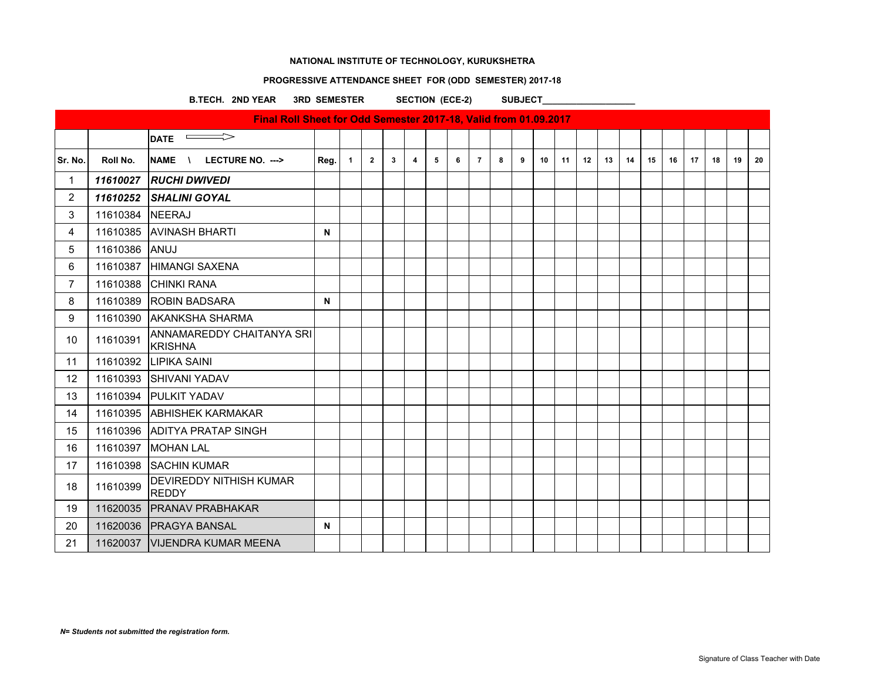**NATIONAL INSTITUTE OF TECHNOLOGY, KURUKSHETRA**

**PROGRESSIVE ATTENDANCE SHEET FOR (ODD SEMESTER) 2017-18**

**B.TECH. 2ND YEAR 3RD SEMESTER SECTION (ECE-2) SUBJECT___________________**

**Final Roll Sheet for Odd Semester 2017-18, Valid from 01.09.2017**

| | | DATE ⟹ | | | | | | | | | | | | | | | | | | | | | |
|---|---|---|---|---|---|---|---|---|---|---|---|---|---|---|---|---|---|---|---|---|---|---|---|
| **Sr. No.** | **Roll No.** | **NAME \ LECTURE NO. --->** | **Reg.** | **1** | **2** | **3** | **4** | **5** | **6** | **7** | **8** | **9** | **10** | **11** | **12** | **13** | **14** | **15** | **16** | **17** | **18** | **19** | **20** |
| 1 | ***11610027*** | ***RUCHI DWIVEDI*** | | | | | | | | | | | | | | | | | | | | | |
| 2 | ***11610252*** | ***SHALINI GOYAL*** | | | | | | | | | | | | | | | | | | | | | |
| 3 | 11610384 | NEERAJ | | | | | | | | | | | | | | | | | | | | | |
| 4 | 11610385 | AVINASH BHARTI | **N** | | | | | | | | | | | | | | | | | | | | |
| 5 | 11610386 | ANUJ | | | | | | | | | | | | | | | | | | | | | |
| 6 | 11610387 | HIMANGI SAXENA | | | | | | | | | | | | | | | | | | | | | |
| 7 | 11610388 | CHINKI RANA | | | | | | | | | | | | | | | | | | | | | |
| 8 | 11610389 | ROBIN BADSARA | **N** | | | | | | | | | | | | | | | | | | | | |
| 9 | 11610390 | AKANKSHA SHARMA | | | | | | | | | | | | | | | | | | | | | |
| 10 | 11610391 | ANNAMAREDDY CHAITANYA SRI KRISHNA | | | | | | | | | | | | | | | | | | | | | |
| 11 | 11610392 | LIPIKA SAINI | | | | | | | | | | | | | | | | | | | | | |
| 12 | 11610393 | SHIVANI YADAV | | | | | | | | | | | | | | | | | | | | | |
| 13 | 11610394 | PULKIT YADAV | | | | | | | | | | | | | | | | | | | | | |
| 14 | 11610395 | ABHISHEK KARMAKAR | | | | | | | | | | | | | | | | | | | | | |
| 15 | 11610396 | ADITYA PRATAP SINGH | | | | | | | | | | | | | | | | | | | | | |
| 16 | 11610397 | MOHAN LAL | | | | | | | | | | | | | | | | | | | | | |
| 17 | 11610398 | SACHIN KUMAR | | | | | | | | | | | | | | | | | | | | | |
| 18 | 11610399 | DEVIREDDY NITHISH KUMAR REDDY | | | | | | | | | | | | | | | | | | | | | |
| 19 | 11620035 | PRANAV PRABHAKAR | | | | | | | | | | | | | | | | | | | | | |
| 20 | 11620036 | PRAGYA BANSAL | **N** | | | | | | | | | | | | | | | | | | | | |
| 21 | 11620037 | VIJENDRA KUMAR MEENA | | | | | | | | | | | | | | | | | | | | | |

***N= Students not submitted the registration form.***

Signature of Class Teacher with Date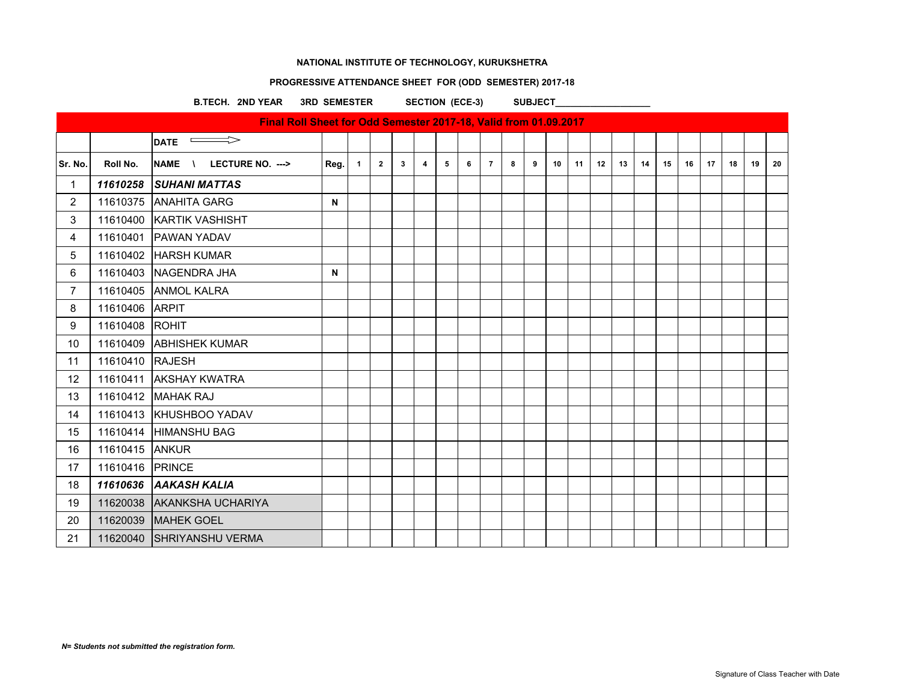**NATIONAL INSTITUTE OF TECHNOLOGY, KURUKSHETRA**

**PROGRESSIVE ATTENDANCE SHEET FOR (ODD SEMESTER) 2017-18**

**B.TECH. 2ND YEAR 3RD SEMESTER SECTION (ECE-3) SUBJECT___________________**

| Final Roll Sheet for Odd Semester 2017-18, Valid from 01.09.2017 | | | | | | | | | | | | | | | | | | | | | | | |
|---|---|---|---|---|---|---|---|---|---|---|---|---|---|---|---|---|---|---|---|---|---|---|---|
| | | **DATE** ⟹ | | | | | | | | | | | | | | | | | | | | | |
| **Sr. No.** | **Roll No.** | **NAME \ LECTURE NO. --->** | **Reg.** | **1** | **2** | **3** | **4** | **5** | **6** | **7** | **8** | **9** | **10** | **11** | **12** | **13** | **14** | **15** | **16** | **17** | **18** | **19** | **20** |
| 1 | ***11610258*** | ***SUHANI MATTAS*** | | | | | | | | | | | | | | | | | | | | | |
| 2 | 11610375 | ANAHITA GARG | **N** | | | | | | | | | | | | | | | | | | | | |
| 3 | 11610400 | KARTIK VASHISHT | | | | | | | | | | | | | | | | | | | | | |
| 4 | 11610401 | PAWAN YADAV | | | | | | | | | | | | | | | | | | | | | |
| 5 | 11610402 | HARSH KUMAR | | | | | | | | | | | | | | | | | | | | | |
| 6 | 11610403 | NAGENDRA JHA | **N** | | | | | | | | | | | | | | | | | | | | |
| 7 | 11610405 | ANMOL KALRA | | | | | | | | | | | | | | | | | | | | | |
| 8 | 11610406 | ARPIT | | | | | | | | | | | | | | | | | | | | | |
| 9 | 11610408 | ROHIT | | | | | | | | | | | | | | | | | | | | | |
| 10 | 11610409 | ABHISHEK KUMAR | | | | | | | | | | | | | | | | | | | | | |
| 11 | 11610410 | RAJESH | | | | | | | | | | | | | | | | | | | | | |
| 12 | 11610411 | AKSHAY KWATRA | | | | | | | | | | | | | | | | | | | | | |
| 13 | 11610412 | MAHAK RAJ | | | | | | | | | | | | | | | | | | | | | |
| 14 | 11610413 | KHUSHBOO YADAV | | | | | | | | | | | | | | | | | | | | | |
| 15 | 11610414 | HIMANSHU BAG | | | | | | | | | | | | | | | | | | | | | |
| 16 | 11610415 | ANKUR | | | | | | | | | | | | | | | | | | | | | |
| 17 | 11610416 | PRINCE | | | | | | | | | | | | | | | | | | | | | |
| 18 | ***11610636*** | ***AAKASH KALIA*** | | | | | | | | | | | | | | | | | | | | | |
| 19 | 11620038 | AKANKSHA UCHARIYA | | | | | | | | | | | | | | | | | | | | | |
| 20 | 11620039 | MAHEK GOEL | | | | | | | | | | | | | | | | | | | | | |
| 21 | 11620040 | SHRIYANSHU VERMA | | | | | | | | | | | | | | | | | | | | | |

***N= Students not submitted the registration form.***

Signature of Class Teacher with Date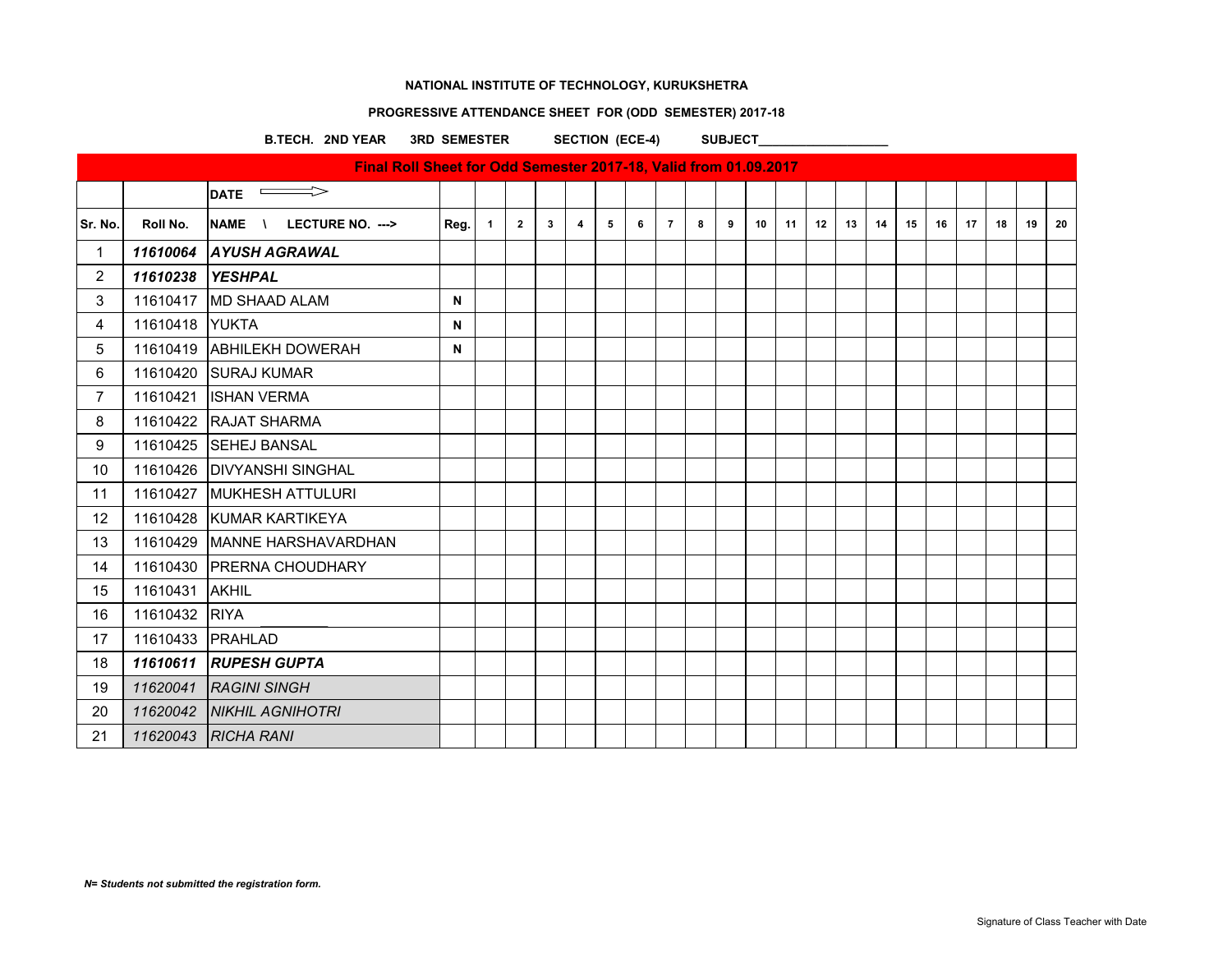**NATIONAL INSTITUTE OF TECHNOLOGY, KURUKSHETRA**

**PROGRESSIVE ATTENDANCE SHEET FOR (ODD SEMESTER) 2017-18**

**B.TECH. 2ND YEAR 3RD SEMESTER SECTION (ECE-4) SUBJECT___________________**

| Final Roll Sheet for Odd Semester 2017-18, Valid from 01.09.2017 | | | | | | | | | | | | | | | | | | | | | | | |
|---|---|---|---|---|---|---|---|---|---|---|---|---|---|---|---|---|---|---|---|---|---|---|---|
| | | DATE ⟹ | | | | | | | | | | | | | | | | | | | | | |
| Sr. No. | Roll No. | NAME \ LECTURE NO. ---> | Reg. | 1 | 2 | 3 | 4 | 5 | 6 | 7 | 8 | 9 | 10 | 11 | 12 | 13 | 14 | 15 | 16 | 17 | 18 | 19 | 20 |
| 1 | ***11610064*** | ***AYUSH AGRAWAL*** | | | | | | | | | | | | | | | | | | | | | |
| 2 | ***11610238*** | ***YESHPAL*** | | | | | | | | | | | | | | | | | | | | | |
| 3 | 11610417 | MD SHAAD ALAM | N | | | | | | | | | | | | | | | | | | | | |
| 4 | 11610418 | YUKTA | N | | | | | | | | | | | | | | | | | | | | |
| 5 | 11610419 | ABHILEKH DOWERAH | N | | | | | | | | | | | | | | | | | | | | |
| 6 | 11610420 | SURAJ KUMAR | | | | | | | | | | | | | | | | | | | | | |
| 7 | 11610421 | ISHAN VERMA | | | | | | | | | | | | | | | | | | | | | |
| 8 | 11610422 | RAJAT SHARMA | | | | | | | | | | | | | | | | | | | | | |
| 9 | 11610425 | SEHEJ BANSAL | | | | | | | | | | | | | | | | | | | | | |
| 10 | 11610426 | DIVYANSHI SINGHAL | | | | | | | | | | | | | | | | | | | | | |
| 11 | 11610427 | MUKHESH ATTULURI | | | | | | | | | | | | | | | | | | | | | |
| 12 | 11610428 | KUMAR KARTIKEYA | | | | | | | | | | | | | | | | | | | | | |
| 13 | 11610429 | MANNE HARSHAVARDHAN | | | | | | | | | | | | | | | | | | | | | |
| 14 | 11610430 | PRERNA CHOUDHARY | | | | | | | | | | | | | | | | | | | | | |
| 15 | 11610431 | AKHIL | | | | | | | | | | | | | | | | | | | | | |
| 16 | 11610432 | RIYA | | | | | | | | | | | | | | | | | | | | | |
| 17 | 11610433 | PRAHLAD | | | | | | | | | | | | | | | | | | | | | |
| 18 | ***11610611*** | ***RUPESH GUPTA*** | | | | | | | | | | | | | | | | | | | | | |
| 19 | *11620041* | *RAGINI SINGH* | | | | | | | | | | | | | | | | | | | | | |
| 20 | *11620042* | *NIKHIL AGNIHOTRI* | | | | | | | | | | | | | | | | | | | | | |
| 21 | *11620043* | *RICHA RANI* | | | | | | | | | | | | | | | | | | | | | |

***N= Students not submitted the registration form.***

Signature of Class Teacher with Date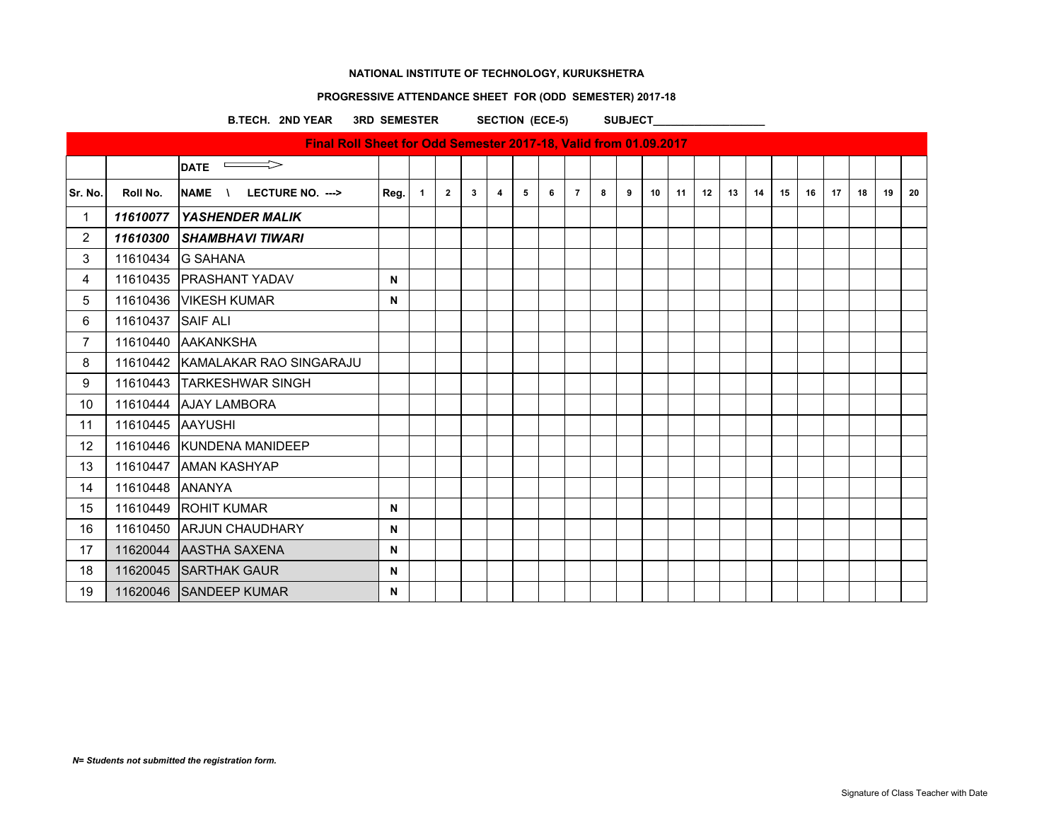**NATIONAL INSTITUTE OF TECHNOLOGY, KURUKSHETRA**

**PROGRESSIVE ATTENDANCE SHEET FOR (ODD SEMESTER) 2017-18**

**B.TECH. 2ND YEAR 3RD SEMESTER SECTION (ECE-5) SUBJECT___________________**

| Final Roll Sheet for Odd Semester 2017-18, Valid from 01.09.2017 | | | | | | | | | | | | | | | | | | | | | | | |
|---|---|---|---|---|---|---|---|---|---|---|---|---|---|---|---|---|---|---|---|---|---|---|---|
| | | DATE ⟹ | | | | | | | | | | | | | | | | | | | | | |
| Sr. No. | Roll No. | NAME \ LECTURE NO. ---> | Reg. | 1 | 2 | 3 | 4 | 5 | 6 | 7 | 8 | 9 | 10 | 11 | 12 | 13 | 14 | 15 | 16 | 17 | 18 | 19 | 20 |
| 1 | ***11610077*** | ***YASHENDER MALIK*** | | | | | | | | | | | | | | | | | | | | | |
| 2 | ***11610300*** | ***SHAMBHAVI TIWARI*** | | | | | | | | | | | | | | | | | | | | | |
| 3 | 11610434 | G SAHANA | | | | | | | | | | | | | | | | | | | | | |
| 4 | 11610435 | PRASHANT YADAV | N | | | | | | | | | | | | | | | | | | | | |
| 5 | 11610436 | VIKESH KUMAR | N | | | | | | | | | | | | | | | | | | | | |
| 6 | 11610437 | SAIF ALI | | | | | | | | | | | | | | | | | | | | | |
| 7 | 11610440 | AAKANKSHA | | | | | | | | | | | | | | | | | | | | | |
| 8 | 11610442 | KAMALAKAR RAO SINGARAJU | | | | | | | | | | | | | | | | | | | | | |
| 9 | 11610443 | TARKESHWAR SINGH | | | | | | | | | | | | | | | | | | | | | |
| 10 | 11610444 | AJAY LAMBORA | | | | | | | | | | | | | | | | | | | | | |
| 11 | 11610445 | AAYUSHI | | | | | | | | | | | | | | | | | | | | | |
| 12 | 11610446 | KUNDENA MANIDEEP | | | | | | | | | | | | | | | | | | | | | |
| 13 | 11610447 | AMAN KASHYAP | | | | | | | | | | | | | | | | | | | | | |
| 14 | 11610448 | ANANYA | | | | | | | | | | | | | | | | | | | | | |
| 15 | 11610449 | ROHIT KUMAR | N | | | | | | | | | | | | | | | | | | | | |
| 16 | 11610450 | ARJUN CHAUDHARY | N | | | | | | | | | | | | | | | | | | | | |
| 17 | 11620044 | AASTHA SAXENA | N | | | | | | | | | | | | | | | | | | | | |
| 18 | 11620045 | SARTHAK GAUR | N | | | | | | | | | | | | | | | | | | | | |
| 19 | 11620046 | SANDEEP KUMAR | N | | | | | | | | | | | | | | | | | | | | |

***N= Students not submitted the registration form.***

Signature of Class Teacher with Date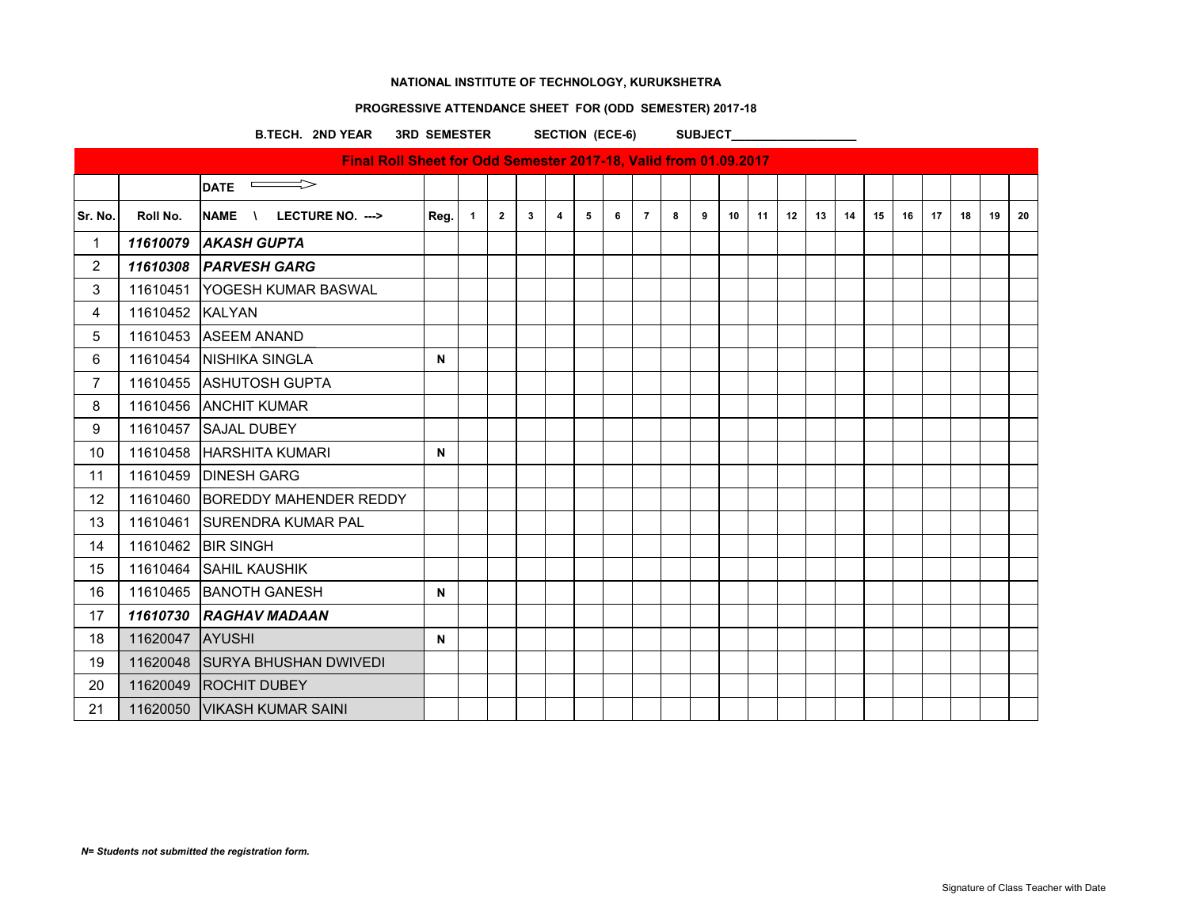**NATIONAL INSTITUTE OF TECHNOLOGY, KURUKSHETRA**

**PROGRESSIVE ATTENDANCE SHEET FOR (ODD SEMESTER) 2017-18**

**B.TECH. 2ND YEAR 3RD SEMESTER SECTION (ECE-6) SUBJECT___________________**

| Final Roll Sheet for Odd Semester 2017-18, Valid from 01.09.2017 | | | | | | | | | | | | | | | | | | | | | | | |
|---|---|---|---|---|---|---|---|---|---|---|---|---|---|---|---|---|---|---|---|---|---|---|---|
| | | DATE ⟹ | | | | | | | | | | | | | | | | | | | | | |
| Sr. No. | Roll No. | NAME \ LECTURE NO. ---> | Reg. | 1 | 2 | 3 | 4 | 5 | 6 | 7 | 8 | 9 | 10 | 11 | 12 | 13 | 14 | 15 | 16 | 17 | 18 | 19 | 20 |
| 1 | ***11610079*** | ***AKASH GUPTA*** | | | | | | | | | | | | | | | | | | | | | |
| 2 | ***11610308*** | ***PARVESH GARG*** | | | | | | | | | | | | | | | | | | | | | |
| 3 | 11610451 | YOGESH KUMAR BASWAL | | | | | | | | | | | | | | | | | | | | | |
| 4 | 11610452 | KALYAN | | | | | | | | | | | | | | | | | | | | | |
| 5 | 11610453 | ASEEM ANAND | | | | | | | | | | | | | | | | | | | | | |
| 6 | 11610454 | NISHIKA SINGLA | N | | | | | | | | | | | | | | | | | | | | |
| 7 | 11610455 | ASHUTOSH GUPTA | | | | | | | | | | | | | | | | | | | | | |
| 8 | 11610456 | ANCHIT KUMAR | | | | | | | | | | | | | | | | | | | | | |
| 9 | 11610457 | SAJAL DUBEY | | | | | | | | | | | | | | | | | | | | | |
| 10 | 11610458 | HARSHITA KUMARI | N | | | | | | | | | | | | | | | | | | | | |
| 11 | 11610459 | DINESH GARG | | | | | | | | | | | | | | | | | | | | | |
| 12 | 11610460 | BOREDDY MAHENDER REDDY | | | | | | | | | | | | | | | | | | | | | |
| 13 | 11610461 | SURENDRA KUMAR PAL | | | | | | | | | | | | | | | | | | | | | |
| 14 | 11610462 | BIR SINGH | | | | | | | | | | | | | | | | | | | | | |
| 15 | 11610464 | SAHIL KAUSHIK | | | | | | | | | | | | | | | | | | | | | |
| 16 | 11610465 | BANOTH GANESH | N | | | | | | | | | | | | | | | | | | | | |
| 17 | ***11610730*** | ***RAGHAV MADAAN*** | | | | | | | | | | | | | | | | | | | | | |
| 18 | 11620047 | AYUSHI | N | | | | | | | | | | | | | | | | | | | | |
| 19 | 11620048 | SURYA BHUSHAN DWIVEDI | | | | | | | | | | | | | | | | | | | | | |
| 20 | 11620049 | ROCHIT DUBEY | | | | | | | | | | | | | | | | | | | | | |
| 21 | 11620050 | VIKASH KUMAR SAINI | | | | | | | | | | | | | | | | | | | | | |

***N= Students not submitted the registration form.***

Signature of Class Teacher with Date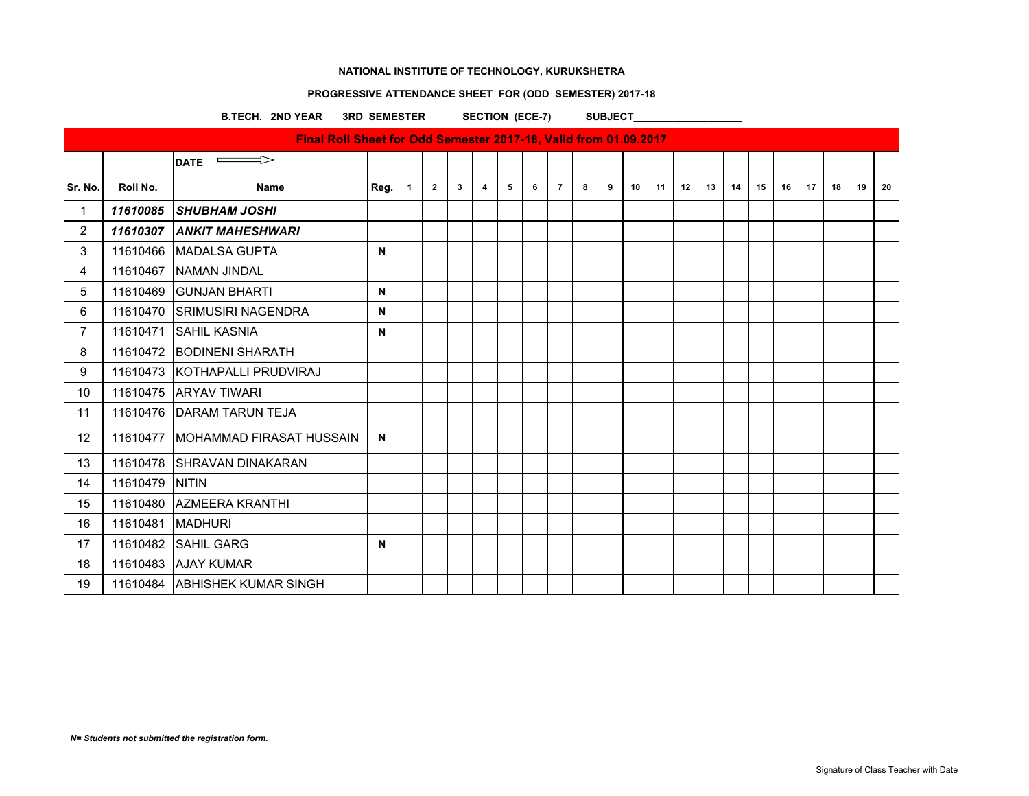**NATIONAL INSTITUTE OF TECHNOLOGY, KURUKSHETRA**

**PROGRESSIVE ATTENDANCE SHEET FOR (ODD SEMESTER) 2017-18**

**B.TECH. 2ND YEAR 3RD SEMESTER SECTION (ECE-7) SUBJECT___________________**

**Final Roll Sheet for Odd Semester 2017-18, Valid from 01.09.2017**

| | | **DATE** ⟹ | | | | | | | | | | | | | | | | | | | | | |
|---|---|---|---|---|---|---|---|---|---|---|---|---|---|---|---|---|---|---|---|---|---|---|---|
| **Sr. No.** | **Roll No.** | **Name** | **Reg.** | **1** | **2** | **3** | **4** | **5** | **6** | **7** | **8** | **9** | **10** | **11** | **12** | **13** | **14** | **15** | **16** | **17** | **18** | **19** | **20** |
| 1 | ***11610085*** | ***SHUBHAM JOSHI*** | | | | | | | | | | | | | | | | | | | | | |
| 2 | ***11610307*** | ***ANKIT MAHESHWARI*** | | | | | | | | | | | | | | | | | | | | | |
| 3 | 11610466 | MADALSA GUPTA | **N** | | | | | | | | | | | | | | | | | | | | |
| 4 | 11610467 | NAMAN JINDAL | | | | | | | | | | | | | | | | | | | | | |
| 5 | 11610469 | GUNJAN BHARTI | **N** | | | | | | | | | | | | | | | | | | | | |
| 6 | 11610470 | SRIMUSIRI NAGENDRA | **N** | | | | | | | | | | | | | | | | | | | | |
| 7 | 11610471 | SAHIL KASNIA | **N** | | | | | | | | | | | | | | | | | | | | |
| 8 | 11610472 | BODINENI SHARATH | | | | | | | | | | | | | | | | | | | | | |
| 9 | 11610473 | KOTHAPALLI PRUDVIRAJ | | | | | | | | | | | | | | | | | | | | | |
| 10 | 11610475 | ARYAV TIWARI | | | | | | | | | | | | | | | | | | | | | |
| 11 | 11610476 | DARAM TARUN TEJA | | | | | | | | | | | | | | | | | | | | | |
| 12 | 11610477 | MOHAMMAD FIRASAT HUSSAIN | **N** | | | | | | | | | | | | | | | | | | | | |
| 13 | 11610478 | SHRAVAN DINAKARAN | | | | | | | | | | | | | | | | | | | | | |
| 14 | 11610479 | NITIN | | | | | | | | | | | | | | | | | | | | | |
| 15 | 11610480 | AZMEERA KRANTHI | | | | | | | | | | | | | | | | | | | | | |
| 16 | 11610481 | MADHURI | | | | | | | | | | | | | | | | | | | | | |
| 17 | 11610482 | SAHIL GARG | **N** | | | | | | | | | | | | | | | | | | | | |
| 18 | 11610483 | AJAY KUMAR | | | | | | | | | | | | | | | | | | | | | |
| 19 | 11610484 | ABHISHEK KUMAR SINGH | | | | | | | | | | | | | | | | | | | | | |

***N= Students not submitted the registration form.***

Signature of Class Teacher with Date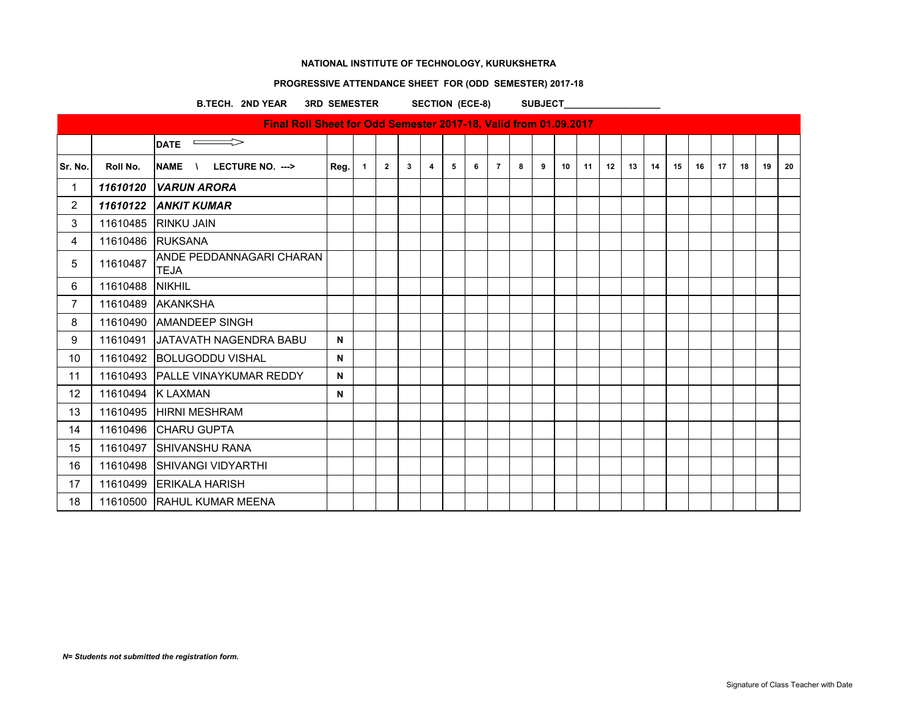**NATIONAL INSTITUTE OF TECHNOLOGY, KURUKSHETRA**

**PROGRESSIVE ATTENDANCE SHEET FOR (ODD SEMESTER) 2017-18**

**B.TECH. 2ND YEAR 3RD SEMESTER SECTION (ECE-8) SUBJECT___________________**

**Final Roll Sheet for Odd Semester 2017-18, Valid from 01.09.2017**

| | | **DATE** ⟹ | | | | | | | | | | | | | | | | | | | | | |
|---|---|---|---|---|---|---|---|---|---|---|---|---|---|---|---|---|---|---|---|---|---|---|---|
| **Sr. No.** | **Roll No.** | **NAME \ LECTURE NO. --->** | **Reg.** | **1** | **2** | **3** | **4** | **5** | **6** | **7** | **8** | **9** | **10** | **11** | **12** | **13** | **14** | **15** | **16** | **17** | **18** | **19** | **20** |
| 1 | ***11610120*** | ***VARUN ARORA*** | | | | | | | | | | | | | | | | | | | | | |
| 2 | ***11610122*** | ***ANKIT KUMAR*** | | | | | | | | | | | | | | | | | | | | | |
| 3 | 11610485 | RINKU JAIN | | | | | | | | | | | | | | | | | | | | | |
| 4 | 11610486 | RUKSANA | | | | | | | | | | | | | | | | | | | | | |
| 5 | 11610487 | ANDE PEDDANNAGARI CHARAN TEJA | | | | | | | | | | | | | | | | | | | | | |
| 6 | 11610488 | NIKHIL | | | | | | | | | | | | | | | | | | | | | |
| 7 | 11610489 | AKANKSHA | | | | | | | | | | | | | | | | | | | | | |
| 8 | 11610490 | AMANDEEP SINGH | | | | | | | | | | | | | | | | | | | | | |
| 9 | 11610491 | JATAVATH NAGENDRA BABU | **N** | | | | | | | | | | | | | | | | | | | | |
| 10 | 11610492 | BOLUGODDU VISHAL | **N** | | | | | | | | | | | | | | | | | | | | |
| 11 | 11610493 | PALLE VINAYKUMAR REDDY | **N** | | | | | | | | | | | | | | | | | | | | |
| 12 | 11610494 | K LAXMAN | **N** | | | | | | | | | | | | | | | | | | | | |
| 13 | 11610495 | HIRNI MESHRAM | | | | | | | | | | | | | | | | | | | | | |
| 14 | 11610496 | CHARU GUPTA | | | | | | | | | | | | | | | | | | | | | |
| 15 | 11610497 | SHIVANSHU RANA | | | | | | | | | | | | | | | | | | | | | |
| 16 | 11610498 | SHIVANGI VIDYARTHI | | | | | | | | | | | | | | | | | | | | | |
| 17 | 11610499 | ERIKALA HARISH | | | | | | | | | | | | | | | | | | | | | |
| 18 | 11610500 | RAHUL KUMAR MEENA | | | | | | | | | | | | | | | | | | | | | |

***N= Students not submitted the registration form.***

Signature of Class Teacher with Date